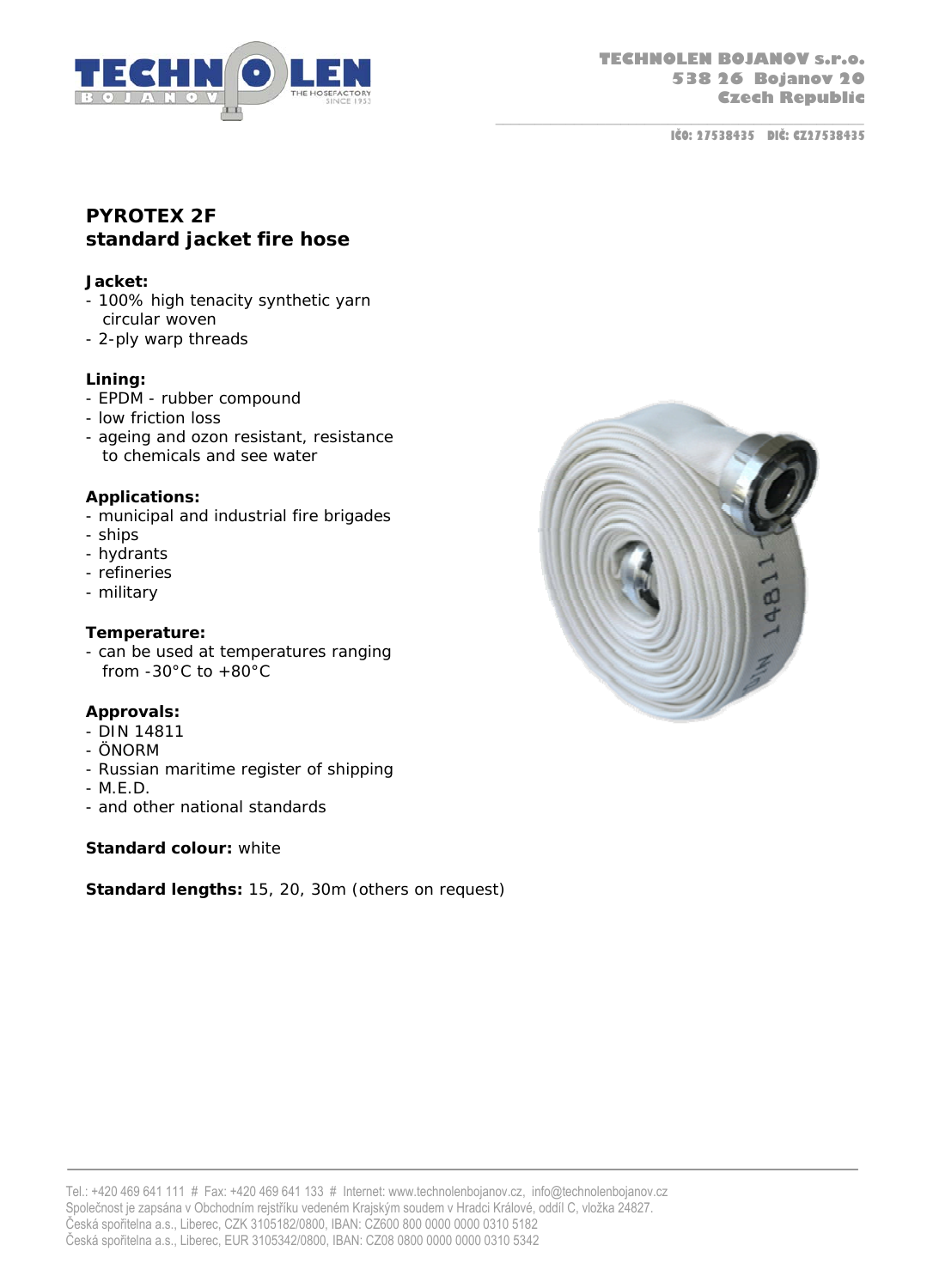TECHNOLEN BOJANOV s.r.o.
538 26 Bojanov 20
Czech Republic

IČO: 27538435 DIČ: CZ27538435

# PYROTEX 2F
## standard jacket fire hose

**Jacket:**
- 100% high tenacity synthetic yarn circular woven
- 2-ply warp threads

**Lining:**
- EPDM - rubber compound
- low friction loss
- ageing and ozon resistant, resistance to chemicals and see water

**Applications:**
- municipal and industrial fire brigades
- ships
- hydrants
- refineries
- military

**Temperature:**
- can be used at temperatures ranging from -30°C to +80°C

**Approvals:**
- DIN 14811
- ÖNORM
- Russian maritime register of shipping
- M.E.D.
- and other national standards

**Standard colour:** white

**Standard lengths:** 15, 20, 30m (others on request)

Tel.: +420 469 641 111 # Fax: +420 469 641 133 # Internet: www.technolenbojanov.cz, info@technolenbojanov.cz
Společnost je zapsána v Obchodním rejstříku vedeném Krajským soudem v Hradci Králové, oddíl C, vložka 24827.
Česká spořitelna a.s., Liberec, CZK 3105182/0800, IBAN: CZ600 800 0000 0000 0310 5182
Česká spořitelna a.s., Liberec, EUR 3105342/0800, IBAN: CZ08 0800 0000 0000 0310 5342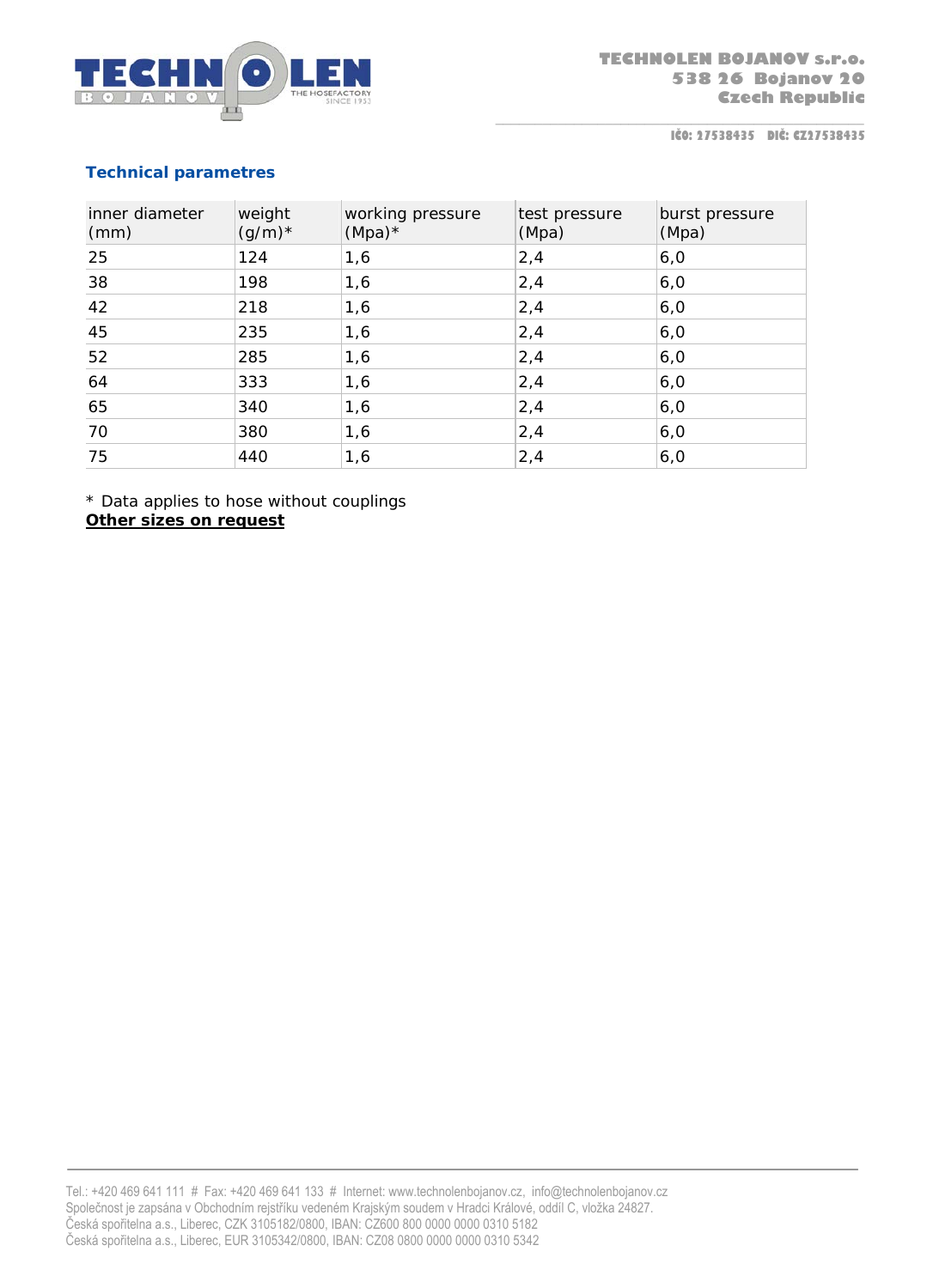## Technical parametres

| inner diameter (mm) | weight (g/m)* | working pressure (Mpa)* | test pressure (Mpa) | burst pressure (Mpa) |
|---|---|---|---|---|
| 25 | 124 | 1,6 | 2,4 | 6,0 |
| 38 | 198 | 1,6 | 2,4 | 6,0 |
| 42 | 218 | 1,6 | 2,4 | 6,0 |
| 45 | 235 | 1,6 | 2,4 | 6,0 |
| 52 | 285 | 1,6 | 2,4 | 6,0 |
| 64 | 333 | 1,6 | 2,4 | 6,0 |
| 65 | 340 | 1,6 | 2,4 | 6,0 |
| 70 | 380 | 1,6 | 2,4 | 6,0 |
| 75 | 440 | 1,6 | 2,4 | 6,0 |

* Data applies to hose without couplings

**Other sizes on request**